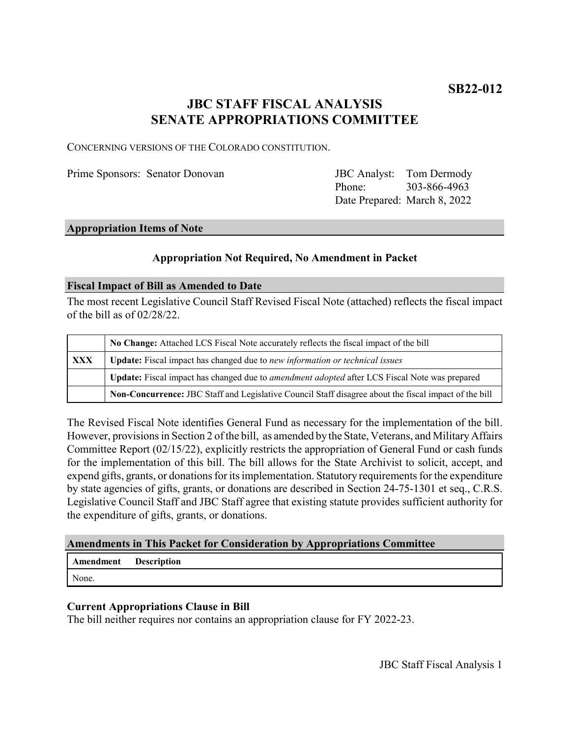**SB22-012**

# JBC STAFF FISCAL ANALYSIS
# SENATE APPROPRIATIONS COMMITTEE

CONCERNING VERSIONS OF THE COLORADO CONSTITUTION.

Prime Sponsors: Senator Donovan

JBC Analyst: Tom Dermody
Phone: 303-866-4963
Date Prepared: March 8, 2022

## Appropriation Items of Note

**Appropriation Not Required, No Amendment in Packet**

## Fiscal Impact of Bill as Amended to Date

The most recent Legislative Council Staff Revised Fiscal Note (attached) reflects the fiscal impact of the bill as of 02/28/22.

| | |
|---|---|
| | **No Change:** Attached LCS Fiscal Note accurately reflects the fiscal impact of the bill |
| **XXX** | **Update:** Fiscal impact has changed due to *new information or technical issues* |
| | **Update:** Fiscal impact has changed due to *amendment adopted* after LCS Fiscal Note was prepared |
| | **Non-Concurrence:** JBC Staff and Legislative Council Staff disagree about the fiscal impact of the bill |

The Revised Fiscal Note identifies General Fund as necessary for the implementation of the bill. However, provisions in Section 2 of the bill, as amended by the State, Veterans, and Military Affairs Committee Report (02/15/22), explicitly restricts the appropriation of General Fund or cash funds for the implementation of this bill. The bill allows for the State Archivist to solicit, accept, and expend gifts, grants, or donations for its implementation. Statutory requirements for the expenditure by state agencies of gifts, grants, or donations are described in Section 24-75-1301 et seq., C.R.S. Legislative Council Staff and JBC Staff agree that existing statute provides sufficient authority for the expenditure of gifts, grants, or donations.

## Amendments in This Packet for Consideration by Appropriations Committee

| Amendment | Description |
|---|---|
| None. | |

### Current Appropriations Clause in Bill

The bill neither requires nor contains an appropriation clause for FY 2022-23.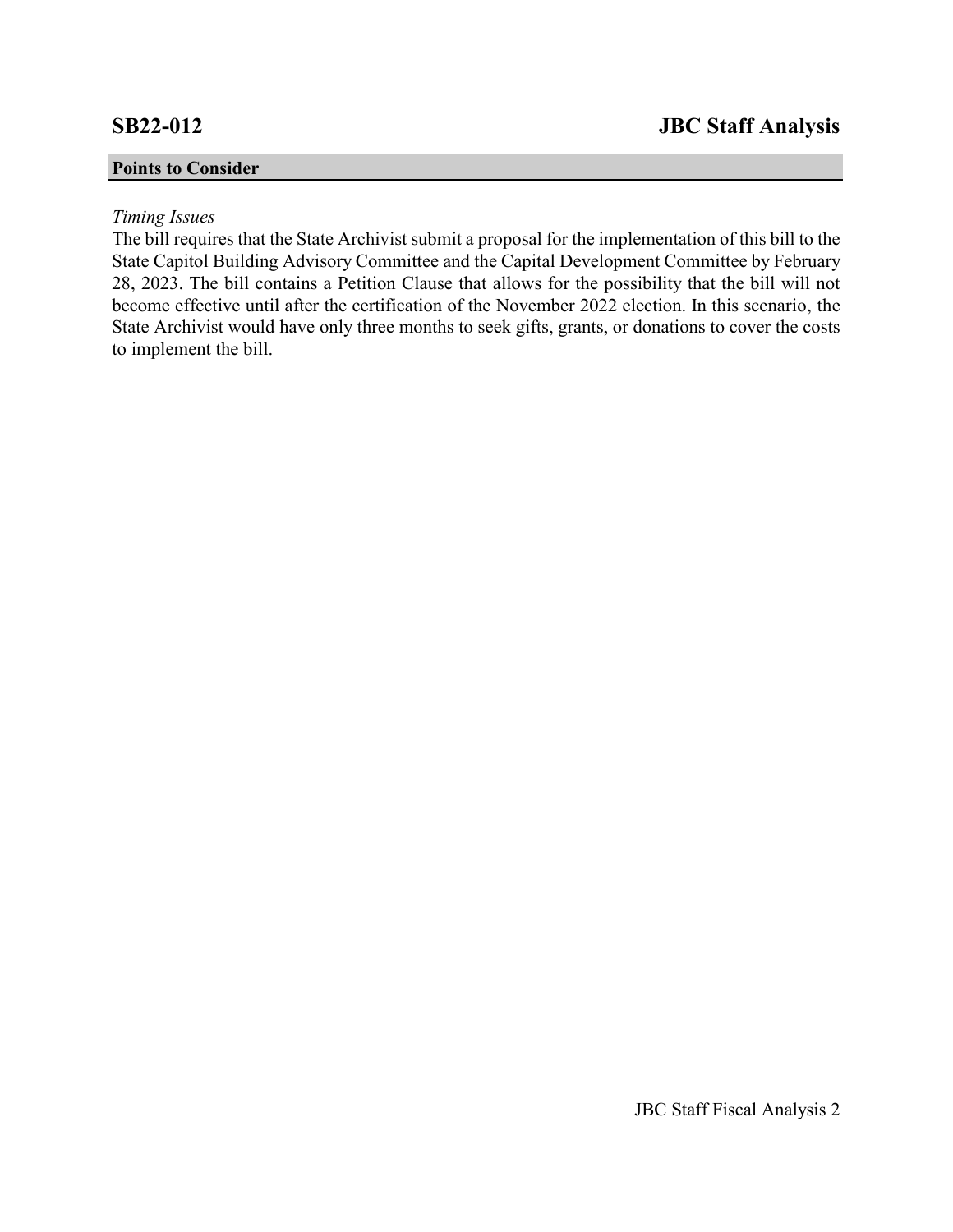## Points to Consider

*Timing Issues*

The bill requires that the State Archivist submit a proposal for the implementation of this bill to the State Capitol Building Advisory Committee and the Capital Development Committee by February 28, 2023. The bill contains a Petition Clause that allows for the possibility that the bill will not become effective until after the certification of the November 2022 election. In this scenario, the State Archivist would have only three months to seek gifts, grants, or donations to cover the costs to implement the bill.